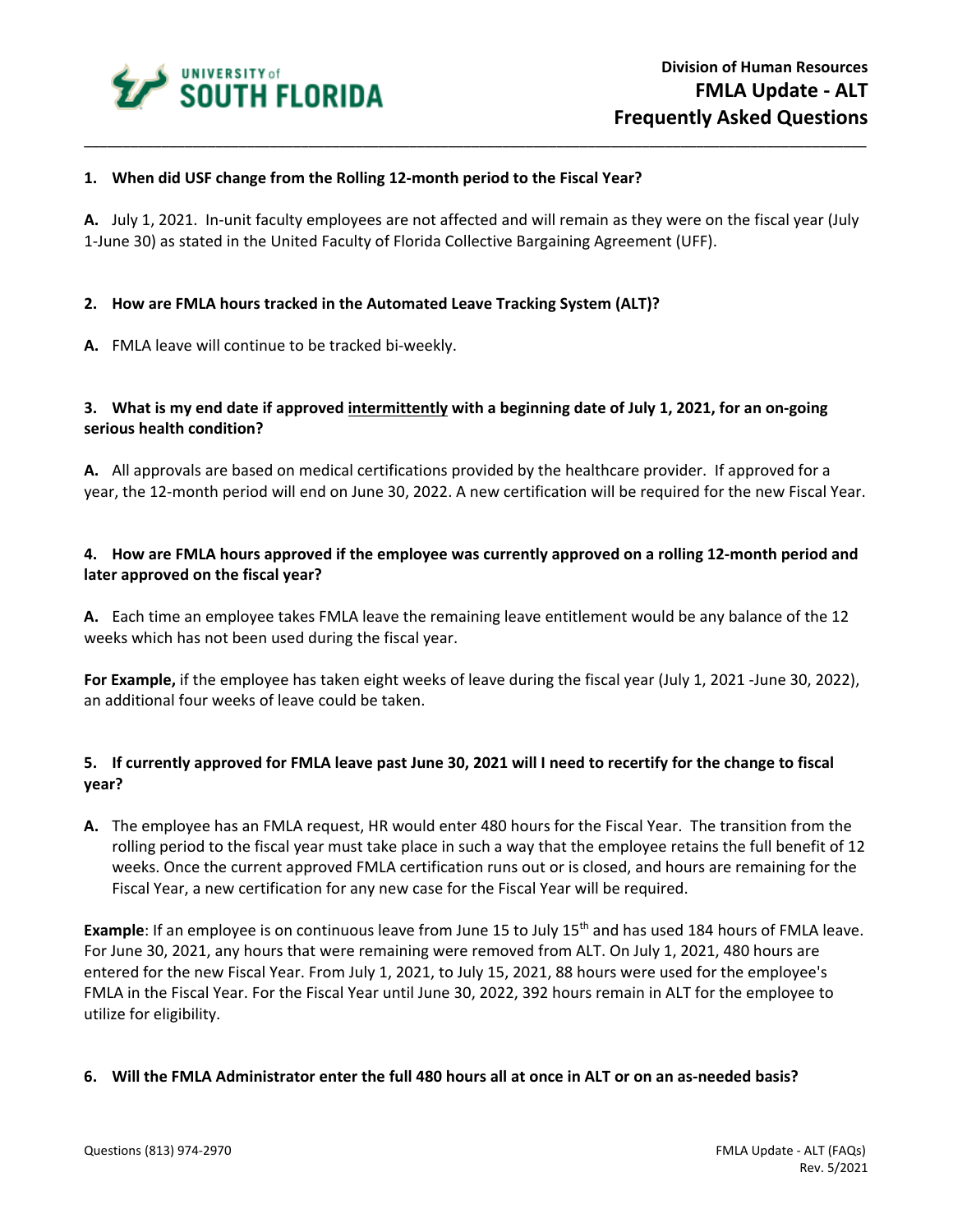**Division of Human Resources**
**FMLA Update - ALT**
**Frequently Asked Questions**

---

**1. When did USF change from the Rolling 12-month period to the Fiscal Year?**

**A.** July 1, 2021. In-unit faculty employees are not affected and will remain as they were on the fiscal year (July 1-June 30) as stated in the United Faculty of Florida Collective Bargaining Agreement (UFF).

**2. How are FMLA hours tracked in the Automated Leave Tracking System (ALT)?**

**A.** FMLA leave will continue to be tracked bi-weekly.

**3. What is my end date if approved <u>intermittently</u> with a beginning date of July 1, 2021, for an on-going serious health condition?**

**A.** All approvals are based on medical certifications provided by the healthcare provider. If approved for a year, the 12-month period will end on June 30, 2022. A new certification will be required for the new Fiscal Year.

**4. How are FMLA hours approved if the employee was currently approved on a rolling 12-month period and later approved on the fiscal year?**

**A.** Each time an employee takes FMLA leave the remaining leave entitlement would be any balance of the 12 weeks which has not been used during the fiscal year.

**For Example,** if the employee has taken eight weeks of leave during the fiscal year (July 1, 2021 -June 30, 2022), an additional four weeks of leave could be taken.

**5. If currently approved for FMLA leave past June 30, 2021 will I need to recertify for the change to fiscal year?**

**A.** The employee has an FMLA request, HR would enter 480 hours for the Fiscal Year. The transition from the rolling period to the fiscal year must take place in such a way that the employee retains the full benefit of 12 weeks. Once the current approved FMLA certification runs out or is closed, and hours are remaining for the Fiscal Year, a new certification for any new case for the Fiscal Year will be required.

**Example**: If an employee is on continuous leave from June 15 to July 15th and has used 184 hours of FMLA leave. For June 30, 2021, any hours that were remaining were removed from ALT. On July 1, 2021, 480 hours are entered for the new Fiscal Year. From July 1, 2021, to July 15, 2021, 88 hours were used for the employee's FMLA in the Fiscal Year. For the Fiscal Year until June 30, 2022, 392 hours remain in ALT for the employee to utilize for eligibility.

**6. Will the FMLA Administrator enter the full 480 hours all at once in ALT or on an as-needed basis?**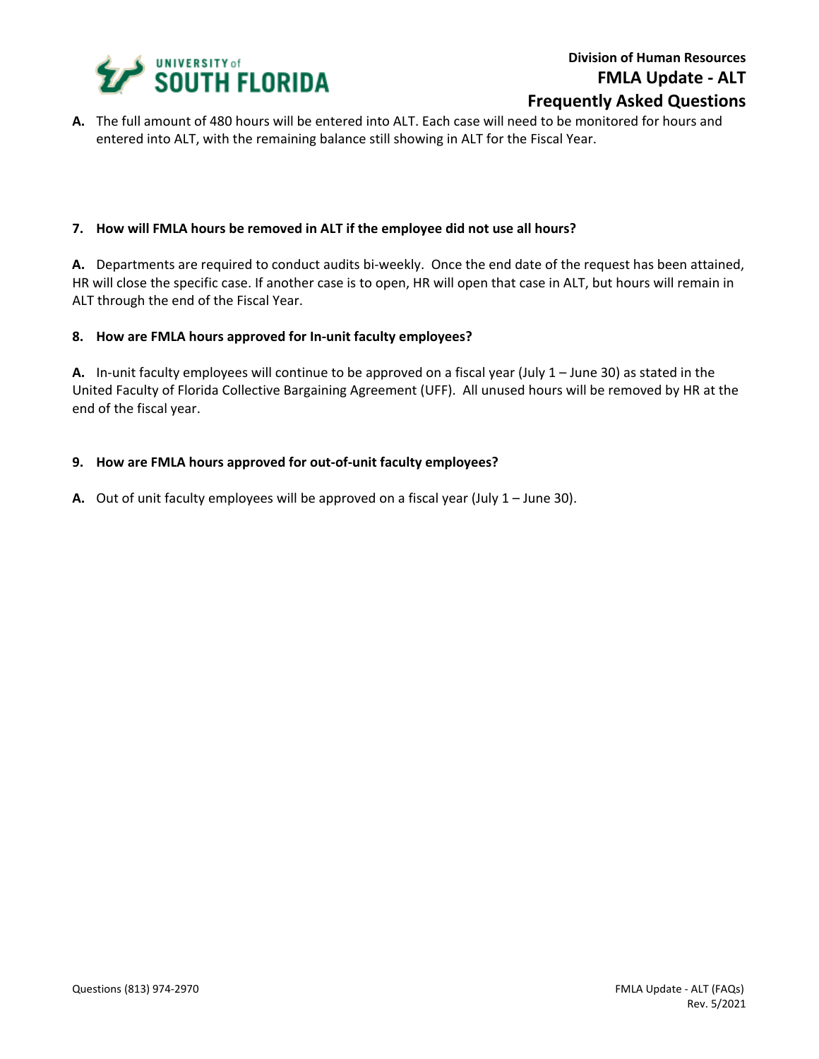**A.** The full amount of 480 hours will be entered into ALT. Each case will need to be monitored for hours and entered into ALT, with the remaining balance still showing in ALT for the Fiscal Year.

**7. How will FMLA hours be removed in ALT if the employee did not use all hours?**

**A.** Departments are required to conduct audits bi-weekly. Once the end date of the request has been attained, HR will close the specific case. If another case is to open, HR will open that case in ALT, but hours will remain in ALT through the end of the Fiscal Year.

**8. How are FMLA hours approved for In-unit faculty employees?**

**A.** In-unit faculty employees will continue to be approved on a fiscal year (July 1 – June 30) as stated in the United Faculty of Florida Collective Bargaining Agreement (UFF). All unused hours will be removed by HR at the end of the fiscal year.

**9. How are FMLA hours approved for out-of-unit faculty employees?**

**A.** Out of unit faculty employees will be approved on a fiscal year (July 1 – June 30).